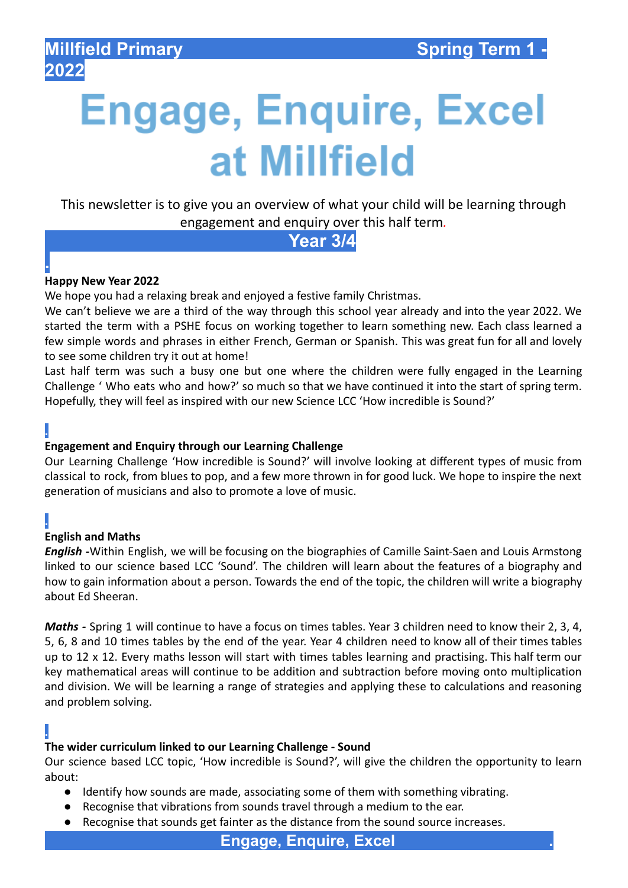**Millfield Primary** **Spring Term 1 - 2022**

# Engage, Enquire, Excel at Millfield

This newsletter is to give you an overview of what your child will be learning through engagement and enquiry over this half term.

## Year 3/4

**Happy New Year 2022**

We hope you had a relaxing break and enjoyed a festive family Christmas.

We can't believe we are a third of the way through this school year already and into the year 2022. We started the term with a PSHE focus on working together to learn something new. Each class learned a few simple words and phrases in either French, German or Spanish. This was great fun for all and lovely to see some children try it out at home!

Last half term was such a busy one but one where the children were fully engaged in the Learning Challenge ' Who eats who and how?' so much so that we have continued it into the start of spring term. Hopefully, they will feel as inspired with our new Science LCC 'How incredible is Sound?'

**Engagement and Enquiry through our Learning Challenge**

Our Learning Challenge 'How incredible is Sound?' will involve looking at different types of music from classical to rock, from blues to pop, and a few more thrown in for good luck. We hope to inspire the next generation of musicians and also to promote a love of music.

**English and Maths**

***English*** **-**Within English, we will be focusing on the biographies of Camille Saint-Saen and Louis Armstong linked to our science based LCC 'Sound'. The children will learn about the features of a biography and how to gain information about a person. Towards the end of the topic, the children will write a biography about Ed Sheeran.

***Maths -*** Spring 1 will continue to have a focus on times tables. Year 3 children need to know their 2, 3, 4, 5, 6, 8 and 10 times tables by the end of the year. Year 4 children need to know all of their times tables up to 12 x 12. Every maths lesson will start with times tables learning and practising. This half term our key mathematical areas will continue to be addition and subtraction before moving onto multiplication and division. We will be learning a range of strategies and applying these to calculations and reasoning and problem solving.

**The wider curriculum linked to our Learning Challenge - Sound**

Our science based LCC topic, 'How incredible is Sound?', will give the children the opportunity to learn about:

- Identify how sounds are made, associating some of them with something vibrating.
- Recognise that vibrations from sounds travel through a medium to the ear.
- Recognise that sounds get fainter as the distance from the sound source increases.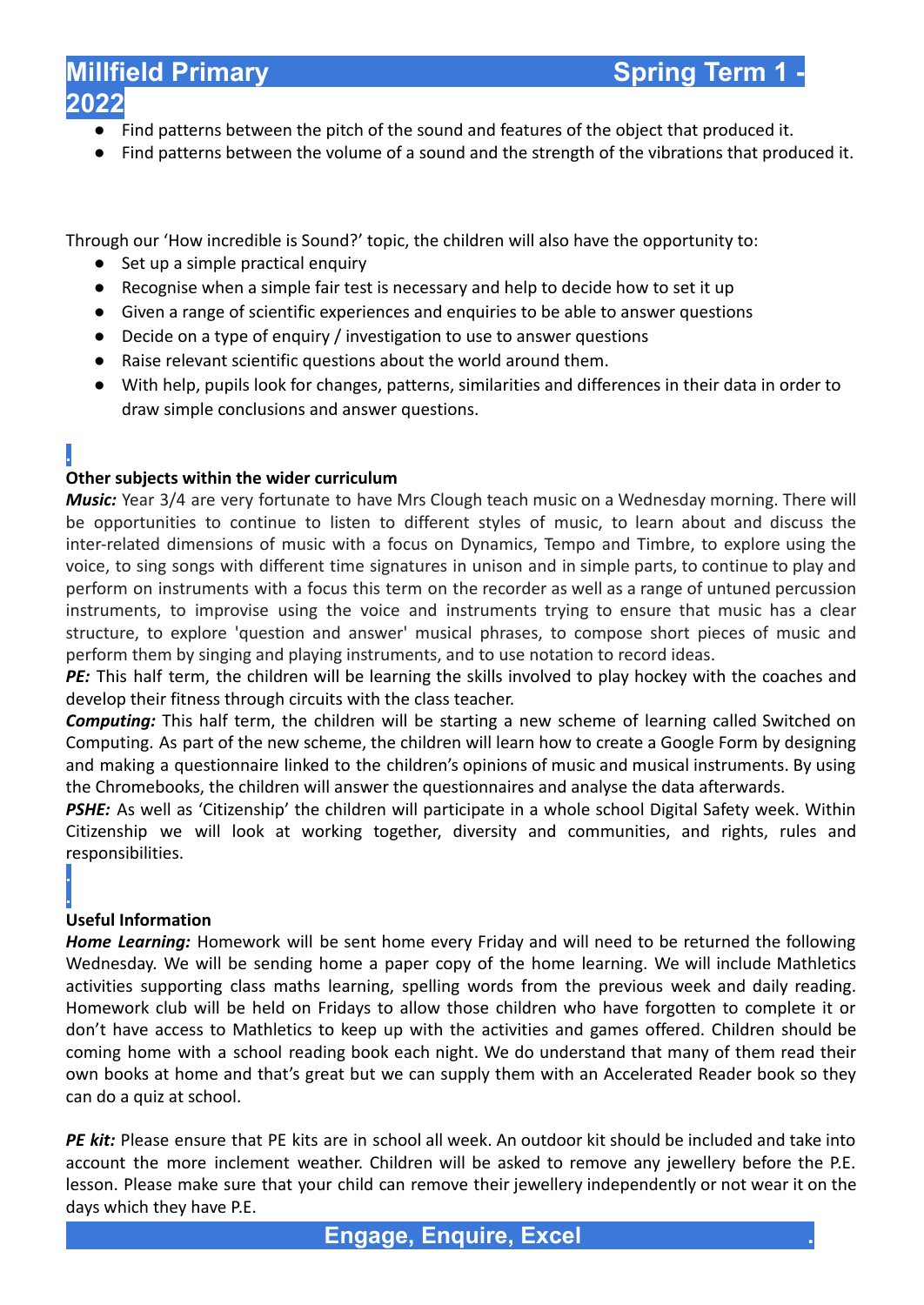- Find patterns between the pitch of the sound and features of the object that produced it.
- Find patterns between the volume of a sound and the strength of the vibrations that produced it.

Through our 'How incredible is Sound?' topic, the children will also have the opportunity to:

- Set up a simple practical enquiry
- Recognise when a simple fair test is necessary and help to decide how to set it up
- Given a range of scientific experiences and enquiries to be able to answer questions
- Decide on a type of enquiry / investigation to use to answer questions
- Raise relevant scientific questions about the world around them.
- With help, pupils look for changes, patterns, similarities and differences in their data in order to draw simple conclusions and answer questions.

**Other subjects within the wider curriculum**

***Music:*** Year 3/4 are very fortunate to have Mrs Clough teach music on a Wednesday morning. There will be opportunities to continue to listen to different styles of music, to learn about and discuss the inter-related dimensions of music with a focus on Dynamics, Tempo and Timbre, to explore using the voice, to sing songs with different time signatures in unison and in simple parts, to continue to play and perform on instruments with a focus this term on the recorder as well as a range of untuned percussion instruments, to improvise using the voice and instruments trying to ensure that music has a clear structure, to explore 'question and answer' musical phrases, to compose short pieces of music and perform them by singing and playing instruments, and to use notation to record ideas.

***PE:*** This half term, the children will be learning the skills involved to play hockey with the coaches and develop their fitness through circuits with the class teacher.

***Computing:*** This half term, the children will be starting a new scheme of learning called Switched on Computing. As part of the new scheme, the children will learn how to create a Google Form by designing and making a questionnaire linked to the children's opinions of music and musical instruments. By using the Chromebooks, the children will answer the questionnaires and analyse the data afterwards.

***PSHE:*** As well as 'Citizenship' the children will participate in a whole school Digital Safety week. Within Citizenship we will look at working together, diversity and communities, and rights, rules and responsibilities.

**Useful Information**

***Home Learning:*** Homework will be sent home every Friday and will need to be returned the following Wednesday. We will be sending home a paper copy of the home learning. We will include Mathletics activities supporting class maths learning, spelling words from the previous week and daily reading. Homework club will be held on Fridays to allow those children who have forgotten to complete it or don't have access to Mathletics to keep up with the activities and games offered. Children should be coming home with a school reading book each night. We do understand that many of them read their own books at home and that's great but we can supply them with an Accelerated Reader book so they can do a quiz at school.

***PE kit:*** Please ensure that PE kits are in school all week. An outdoor kit should be included and take into account the more inclement weather. Children will be asked to remove any jewellery before the P.E. lesson. Please make sure that your child can remove their jewellery independently or not wear it on the days which they have P.E.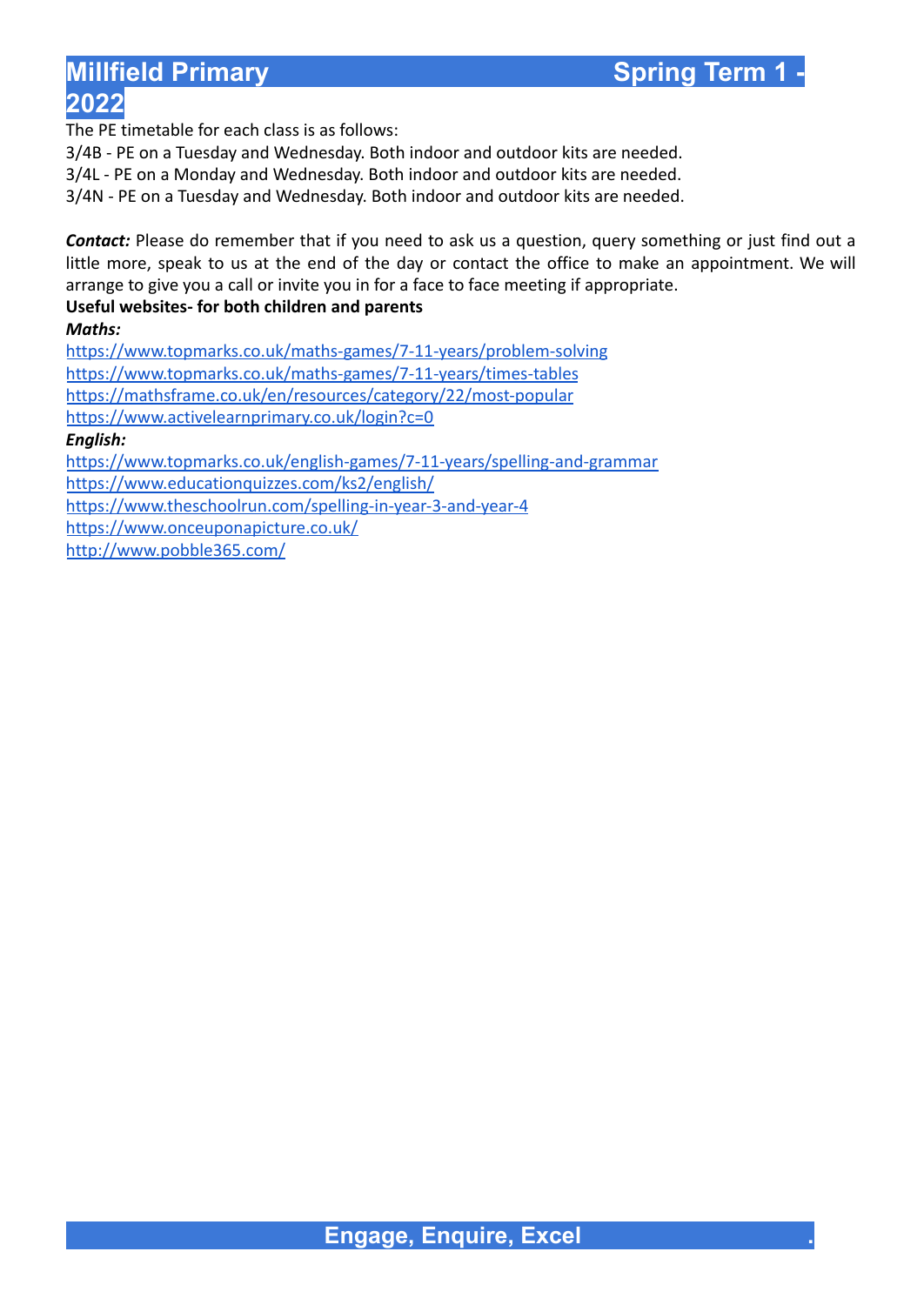The PE timetable for each class is as follows:

3/4B - PE on a Tuesday and Wednesday. Both indoor and outdoor kits are needed.

3/4L - PE on a Monday and Wednesday. Both indoor and outdoor kits are needed.

3/4N - PE on a Tuesday and Wednesday. Both indoor and outdoor kits are needed.

***Contact:*** Please do remember that if you need to ask us a question, query something or just find out a little more, speak to us at the end of the day or contact the office to make an appointment. We will arrange to give you a call or invite you in for a face to face meeting if appropriate.

**Useful websites- for both children and parents**

***Maths:***

https://www.topmarks.co.uk/maths-games/7-11-years/problem-solving
https://www.topmarks.co.uk/maths-games/7-11-years/times-tables
https://mathsframe.co.uk/en/resources/category/22/most-popular
https://www.activelearnprimary.co.uk/login?c=0

***English:***

https://www.topmarks.co.uk/english-games/7-11-years/spelling-and-grammar
https://www.educationquizzes.com/ks2/english/
https://www.theschoolrun.com/spelling-in-year-3-and-year-4
https://www.onceuponapicture.co.uk/
http://www.pobble365.com/